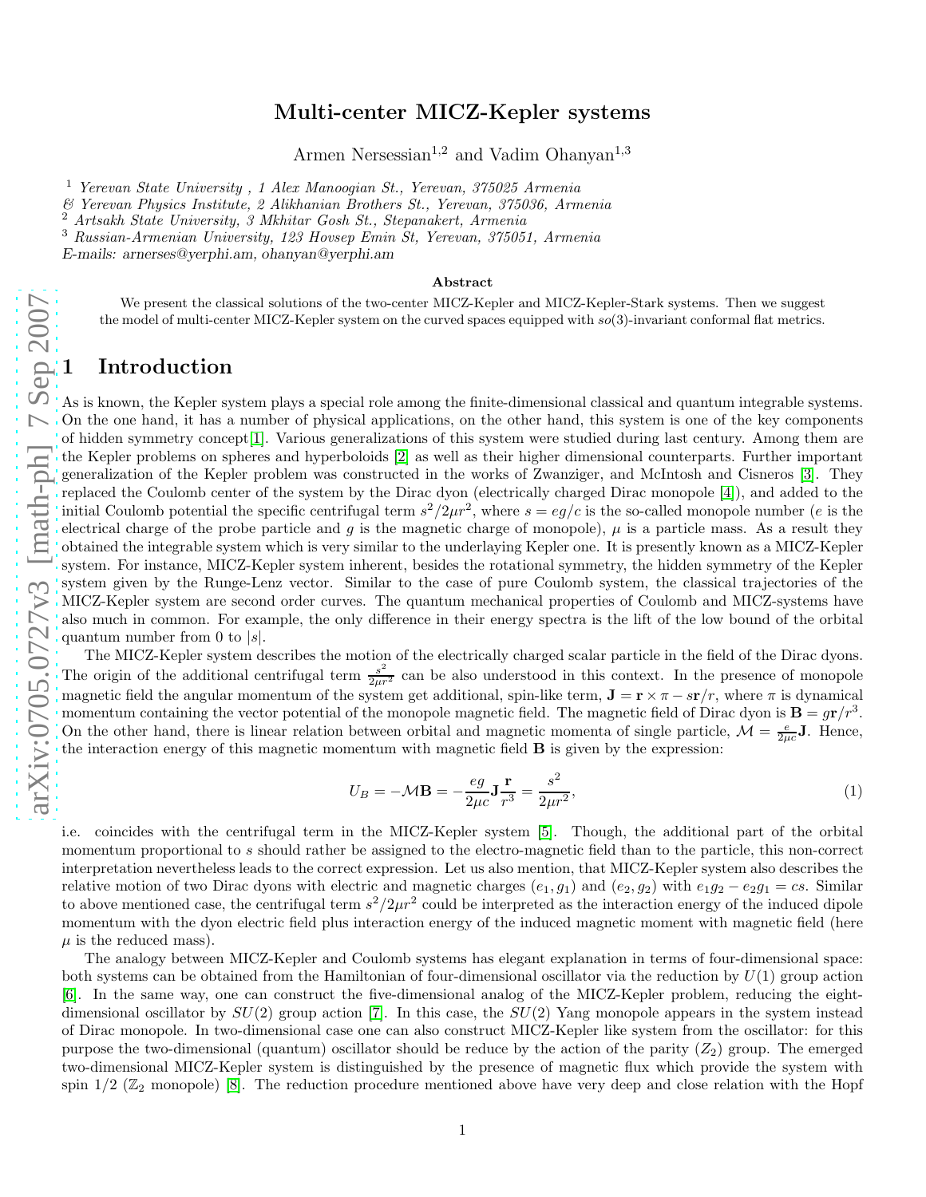# Multi-center MICZ-Kepler systems

Armen Nersessian[1,2] and Vadim Ohanyan[1,3]

[1] *Yerevan State University , 1 Alex Manoogian St., Yerevan, 375025 Armenia*
*& Yerevan Physics Institute, 2 Alikhanian Brothers St., Yerevan, 375036, Armenia*
[2] *Artsakh State University, 3 Mkhitar Gosh St., Stepanakert, Armenia*
[3] *Russian-Armenian University, 123 Hovsep Emin St, Yerevan, 375051, Armenia*
*E-mails: arnerses@yerphi.am, ohanyan@yerphi.am*

**Abstract**

We present the classical solutions of the two-center MICZ-Kepler and MICZ-Kepler-Stark systems. Then we suggest the model of multi-center MICZ-Kepler system on the curved spaces equipped with $so(3)$-invariant conformal flat metrics.

## 1 Introduction

As is known, the Kepler system plays a special role among the finite-dimensional classical and quantum integrable systems. On the one hand, it has a number of physical applications, on the other hand, this system is one of the key components of hidden symmetry concept[1]. Various generalizations of this system were studied during last century. Among them are the Kepler problems on spheres and hyperboloids [2] as well as their higher dimensional counterparts. Further important generalization of the Kepler problem was constructed in the works of Zwanziger, and McIntosh and Cisneros [3]. They replaced the Coulomb center of the system by the Dirac dyon (electrically charged Dirac monopole [4]), and added to the initial Coulomb potential the specific centrifugal term $s^2/2\mu r^2$, where $s = eg/c$ is the so-called monopole number ($e$ is the electrical charge of the probe particle and $g$ is the magnetic charge of monopole), $\mu$ is a particle mass. As a result they obtained the integrable system which is very similar to the underlaying Kepler one. It is presently known as a MICZ-Kepler system. For instance, MICZ-Kepler system inherent, besides the rotational symmetry, the hidden symmetry of the Kepler system given by the Runge-Lenz vector. Similar to the case of pure Coulomb system, the classical trajectories of the MICZ-Kepler system are second order curves. The quantum mechanical properties of Coulomb and MICZ-systems have also much in common. For example, the only difference in their energy spectra is the lift of the low bound of the orbital quantum number from 0 to $|s|$.

The MICZ-Kepler system describes the motion of the electrically charged scalar particle in the field of the Dirac dyons. The origin of the additional centrifugal term $\frac{s^2}{2\mu r^2}$ can be also understood in this context. In the presence of monopole magnetic field the angular momentum of the system get additional, spin-like term, $\mathbf{J} = \mathbf{r}\times\pi - s\mathbf{r}/r$, where $\pi$ is dynamical momentum containing the vector potential of the monopole magnetic field. The magnetic field of Dirac dyon is $\mathbf{B} = g\mathbf{r}/r^3$. On the other hand, there is linear relation between orbital and magnetic momenta of single particle, $\mathcal{M} = \frac{e}{2\mu c}\mathbf{J}$. Hence, the interaction energy of this magnetic momentum with magnetic field $\mathbf{B}$ is given by the expression:

$$U_B = -\mathcal{M}\mathbf{B} = -\frac{eg}{2\mu c}\mathbf{J}\frac{\mathbf{r}}{r^3} = \frac{s^2}{2\mu r^2}, \tag{1}$$

i.e. coincides with the centrifugal term in the MICZ-Kepler system [5]. Though, the additional part of the orbital momentum proportional to $s$ should rather be assigned to the electro-magnetic field than to the particle, this non-correct interpretation nevertheless leads to the correct expression. Let us also mention, that MICZ-Kepler system also describes the relative motion of two Dirac dyons with electric and magnetic charges $(e_1, g_1)$ and $(e_2, g_2)$ with $e_1g_2 - e_2g_1 = cs$. Similar to above mentioned case, the centrifugal term $s^2/2\mu r^2$ could be interpreted as the interaction energy of the induced dipole momentum with the dyon electric field plus interaction energy of the induced magnetic moment with magnetic field (here $\mu$ is the reduced mass).

The analogy between MICZ-Kepler and Coulomb systems has elegant explanation in terms of four-dimensional space: both systems can be obtained from the Hamiltonian of four-dimensional oscillator via the reduction by $U(1)$ group action [6]. In the same way, one can construct the five-dimensional analog of the MICZ-Kepler problem, reducing the eight-dimensional oscillator by $SU(2)$ group action [7]. In this case, the $SU(2)$ Yang monopole appears in the system instead of Dirac monopole. In two-dimensional case one can also construct MICZ-Kepler like system from the oscillator: for this purpose the two-dimensional (quantum) oscillator should be reduce by the action of the parity ($Z_2$) group. The emerged two-dimensional MICZ-Kepler system is distinguished by the presence of magnetic flux which provide the system with spin 1/2 ($\mathbb{Z}_2$ monopole) [8]. The reduction procedure mentioned above have very deep and close relation with the Hopf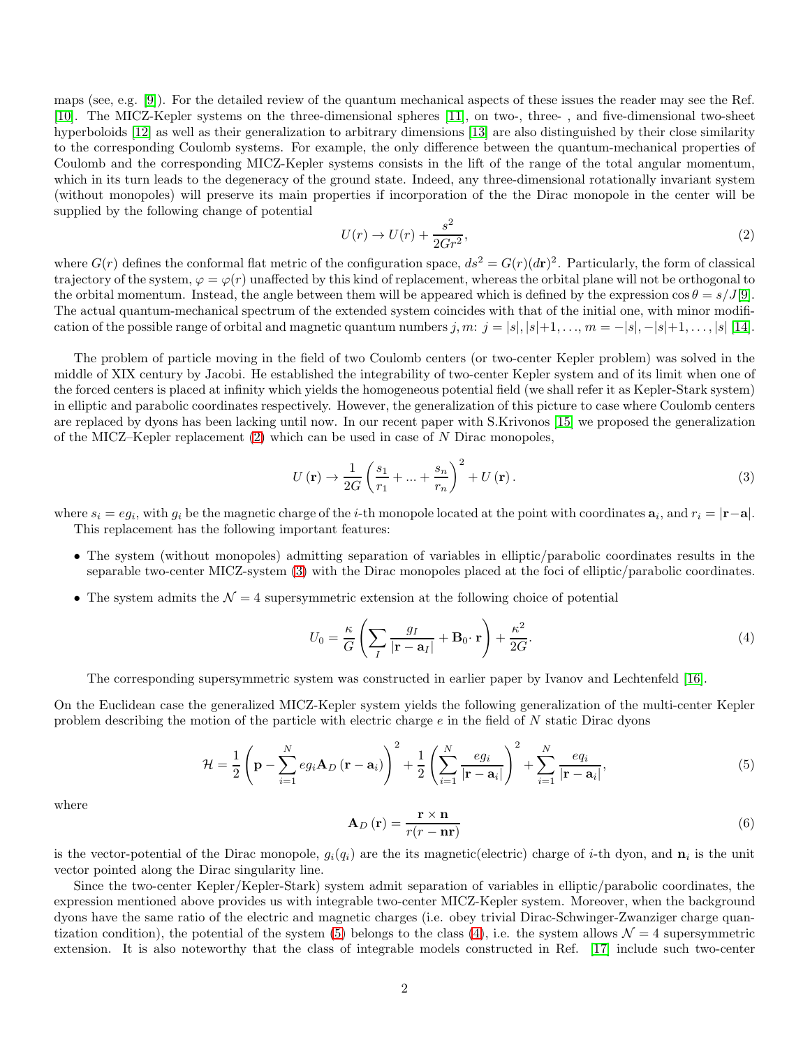maps (see, e.g. [9]). For the detailed review of the quantum mechanical aspects of these issues the reader may see the Ref. [10]. The MICZ-Kepler systems on the three-dimensional spheres [11], on two-, three- , and five-dimensional two-sheet hyperboloids [12] as well as their generalization to arbitrary dimensions [13] are also distinguished by their close similarity to the corresponding Coulomb systems. For example, the only difference between the quantum-mechanical properties of Coulomb and the corresponding MICZ-Kepler systems consists in the lift of the range of the total angular momentum, which in its turn leads to the degeneracy of the ground state. Indeed, any three-dimensional rotationally invariant system (without monopoles) will preserve its main properties if incorporation of the the Dirac monopole in the center will be supplied by the following change of potential

$$U(r) \to U(r) + \frac{s^2}{2Gr^2}, \tag{2}$$

where $G(r)$ defines the conformal flat metric of the configuration space, $ds^2 = G(r)(d\mathbf{r})^2$. Particularly, the form of classical trajectory of the system, $\varphi = \varphi(r)$ unaffected by this kind of replacement, whereas the orbital plane will not be orthogonal to the orbital momentum. Instead, the angle between them will be appeared which is defined by the expression $\cos\theta = s/J$[9]. The actual quantum-mechanical spectrum of the extended system coincides with that of the initial one, with minor modification of the possible range of orbital and magnetic quantum numbers $j, m$: $j = |s|, |s|+1, \ldots, m = -|s|, -|s|+1, \ldots, |s|$ [14].

The problem of particle moving in the field of two Coulomb centers (or two-center Kepler problem) was solved in the middle of XIX century by Jacobi. He established the integrability of two-center Kepler system and of its limit when one of the forced centers is placed at infinity which yields the homogeneous potential field (we shall refer it as Kepler-Stark system) in elliptic and parabolic coordinates respectively. However, the generalization of this picture to case where Coulomb centers are replaced by dyons has been lacking until now. In our recent paper with S.Krivonos [15] we proposed the generalization of the MICZ–Kepler replacement (2) which can be used in case of $N$ Dirac monopoles,

$$U(\mathbf{r}) \to \frac{1}{2G}\left(\frac{s_1}{r_1} + \ldots + \frac{s_n}{r_n}\right)^2 + U(\mathbf{r}). \tag{3}$$

where $s_i = eg_i$, with $g_i$ be the magnetic charge of the $i$-th monopole located at the point with coordinates $\mathbf{a}_i$, and $r_i = |\mathbf{r} - \mathbf{a}|$.

This replacement has the following important features:

- The system (without monopoles) admitting separation of variables in elliptic/parabolic coordinates results in the separable two-center MICZ-system (3) with the Dirac monopoles placed at the foci of elliptic/parabolic coordinates.
- The system admits the $\mathcal{N} = 4$ supersymmetric extension at the following choice of potential

$$U_0 = \frac{\kappa}{G}\left(\sum_I \frac{g_I}{|\mathbf{r} - \mathbf{a}_I|} + \mathbf{B}_0 \cdot \mathbf{r}\right) + \frac{\kappa^2}{2G}. \tag{4}$$

The corresponding supersymmetric system was constructed in earlier paper by Ivanov and Lechtenfeld [16].

On the Euclidean case the generalized MICZ-Kepler system yields the following generalization of the multi-center Kepler problem describing the motion of the particle with electric charge $e$ in the field of $N$ static Dirac dyons

$$\mathcal{H} = \frac{1}{2}\left(\mathbf{p} - \sum_{i=1}^{N} eg_i \mathbf{A}_D(\mathbf{r} - \mathbf{a}_i)\right)^2 + \frac{1}{2}\left(\sum_{i=1}^{N} \frac{eg_i}{|\mathbf{r} - \mathbf{a}_i|}\right)^2 + \sum_{i=1}^{N} \frac{eq_i}{|\mathbf{r} - \mathbf{a}_i|}, \tag{5}$$

where

$$\mathbf{A}_D(\mathbf{r}) = \frac{\mathbf{r} \times \mathbf{n}}{r(r - \mathbf{n}\mathbf{r})} \tag{6}$$

is the vector-potential of the Dirac monopole, $g_i(q_i)$ are the its magnetic(electric) charge of $i$-th dyon, and $\mathbf{n}_i$ is the unit vector pointed along the Dirac singularity line.

Since the two-center Kepler/Kepler-Stark) system admit separation of variables in elliptic/parabolic coordinates, the expression mentioned above provides us with integrable two-center MICZ-Kepler system. Moreover, when the background dyons have the same ratio of the electric and magnetic charges (i.e. obey trivial Dirac-Schwinger-Zwanziger charge quantization condition), the potential of the system (5) belongs to the class (4), i.e. the system allows $\mathcal{N} = 4$ supersymmetric extension. It is also noteworthy that the class of integrable models constructed in Ref. [17] include such two-center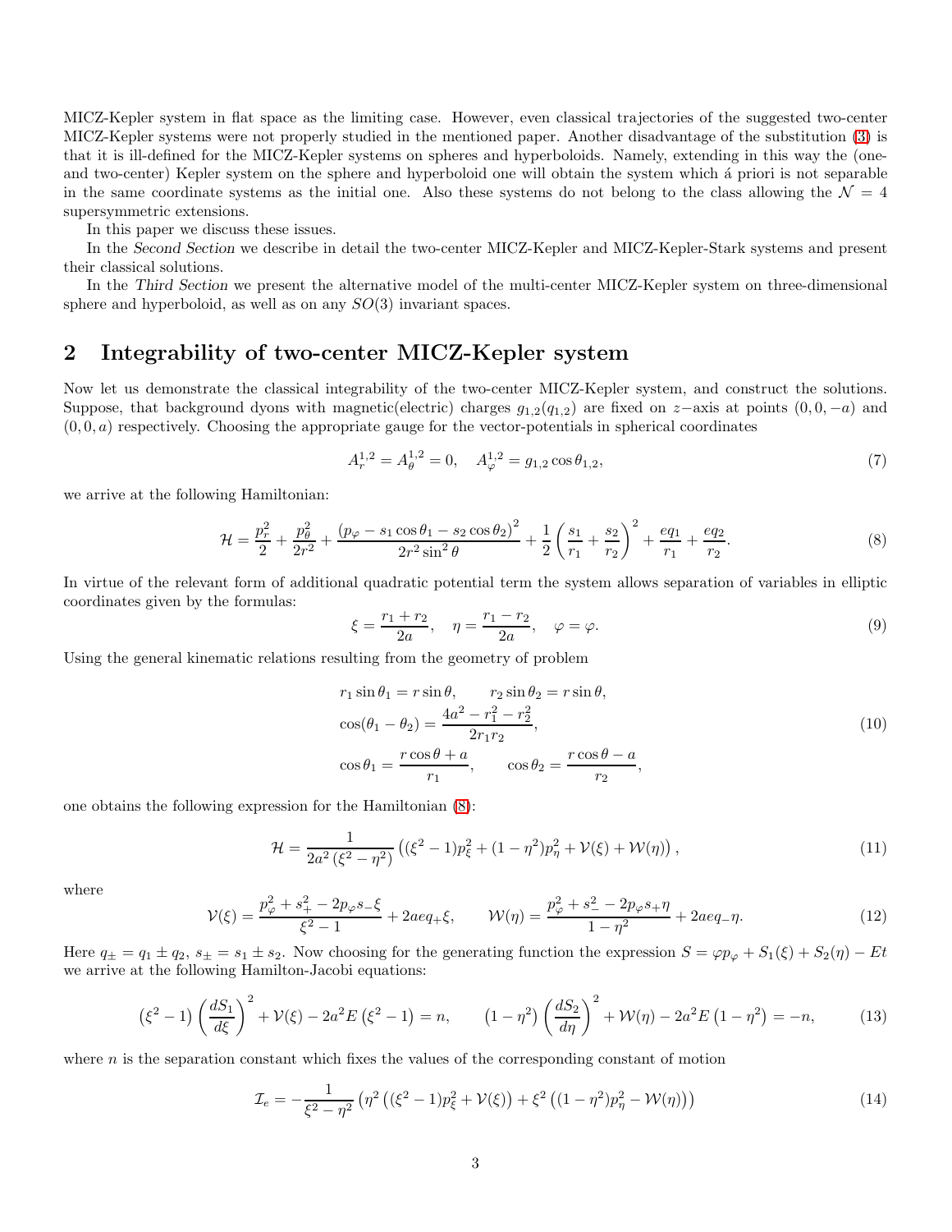MICZ-Kepler system in flat space as the limiting case. However, even classical trajectories of the suggested two-center MICZ-Kepler systems were not properly studied in the mentioned paper. Another disadvantage of the substitution (3) is that it is ill-defined for the MICZ-Kepler systems on spheres and hyperboloids. Namely, extending in this way the (one- and two-center) Kepler system on the sphere and hyperboloid one will obtain the system which á priori is not separable in the same coordinate systems as the initial one. Also these systems do not belong to the class allowing the $\mathcal{N}=4$ supersymmetric extensions.

In this paper we discuss these issues.

In the *Second Section* we describe in detail the two-center MICZ-Kepler and MICZ-Kepler-Stark systems and present their classical solutions.

In the *Third Section* we present the alternative model of the multi-center MICZ-Kepler system on three-dimensional sphere and hyperboloid, as well as on any $SO(3)$ invariant spaces.

## 2 Integrability of two-center MICZ-Kepler system

Now let us demonstrate the classical integrability of the two-center MICZ-Kepler system, and construct the solutions. Suppose, that background dyons with magnetic(electric) charges $g_{1,2}(q_{1,2})$ are fixed on $z$−axis at points $(0,0,-a)$ and $(0,0,a)$ respectively. Choosing the appropriate gauge for the vector-potentials in spherical coordinates

$$A_r^{1,2}=A_\theta^{1,2}=0,\quad A_\varphi^{1,2}=g_{1,2}\cos\theta_{1,2}, \tag{7}$$

we arrive at the following Hamiltonian:

$$\mathcal{H}=\frac{p_r^2}{2}+\frac{p_\theta^2}{2r^2}+\frac{\left(p_\varphi-s_1\cos\theta_1-s_2\cos\theta_2\right)^2}{2r^2\sin^2\theta}+\frac{1}{2}\left(\frac{s_1}{r_1}+\frac{s_2}{r_2}\right)^2+\frac{eq_1}{r_1}+\frac{eq_2}{r_2}. \tag{8}$$

In virtue of the relevant form of additional quadratic potential term the system allows separation of variables in elliptic coordinates given by the formulas:

$$\xi=\frac{r_1+r_2}{2a},\quad \eta=\frac{r_1-r_2}{2a},\quad \varphi=\varphi. \tag{9}$$

Using the general kinematic relations resulting from the geometry of problem

$$\begin{aligned}
&r_1\sin\theta_1=r\sin\theta,\qquad r_2\sin\theta_2=r\sin\theta,\\
&\cos(\theta_1-\theta_2)=\frac{4a^2-r_1^2-r_2^2}{2r_1r_2},\\
&\cos\theta_1=\frac{r\cos\theta+a}{r_1},\qquad \cos\theta_2=\frac{r\cos\theta-a}{r_2},
\end{aligned} \tag{10}$$

one obtains the following expression for the Hamiltonian (8):

$$\mathcal{H}=\frac{1}{2a^2\left(\xi^2-\eta^2\right)}\left((\xi^2-1)p_\xi^2+(1-\eta^2)p_\eta^2+\mathcal{V}(\xi)+\mathcal{W}(\eta)\right), \tag{11}$$

where

$$\mathcal{V}(\xi)=\frac{p_\varphi^2+s_+^2-2p_\varphi s_-\xi}{\xi^2-1}+2aeq_+\xi,\qquad \mathcal{W}(\eta)=\frac{p_\varphi^2+s_-^2-2p_\varphi s_+\eta}{1-\eta^2}+2aeq_-\eta. \tag{12}$$

Here $q_\pm=q_1\pm q_2$, $s_\pm=s_1\pm s_2$. Now choosing for the generating function the expression $S=\varphi p_\varphi+S_1(\xi)+S_2(\eta)-Et$ we arrive at the following Hamilton-Jacobi equations:

$$\left(\xi^2-1\right)\left(\frac{dS_1}{d\xi}\right)^2+\mathcal{V}(\xi)-2a^2E\left(\xi^2-1\right)=n,\qquad \left(1-\eta^2\right)\left(\frac{dS_2}{d\eta}\right)^2+\mathcal{W}(\eta)-2a^2E\left(1-\eta^2\right)=-n, \tag{13}$$

where $n$ is the separation constant which fixes the values of the corresponding constant of motion

$$\mathcal{I}_e=-\frac{1}{\xi^2-\eta^2}\left(\eta^2\left((\xi^2-1)p_\xi^2+\mathcal{V}(\xi)\right)+\xi^2\left((1-\eta^2)p_\eta^2-\mathcal{W}(\eta)\right)\right) \tag{14}$$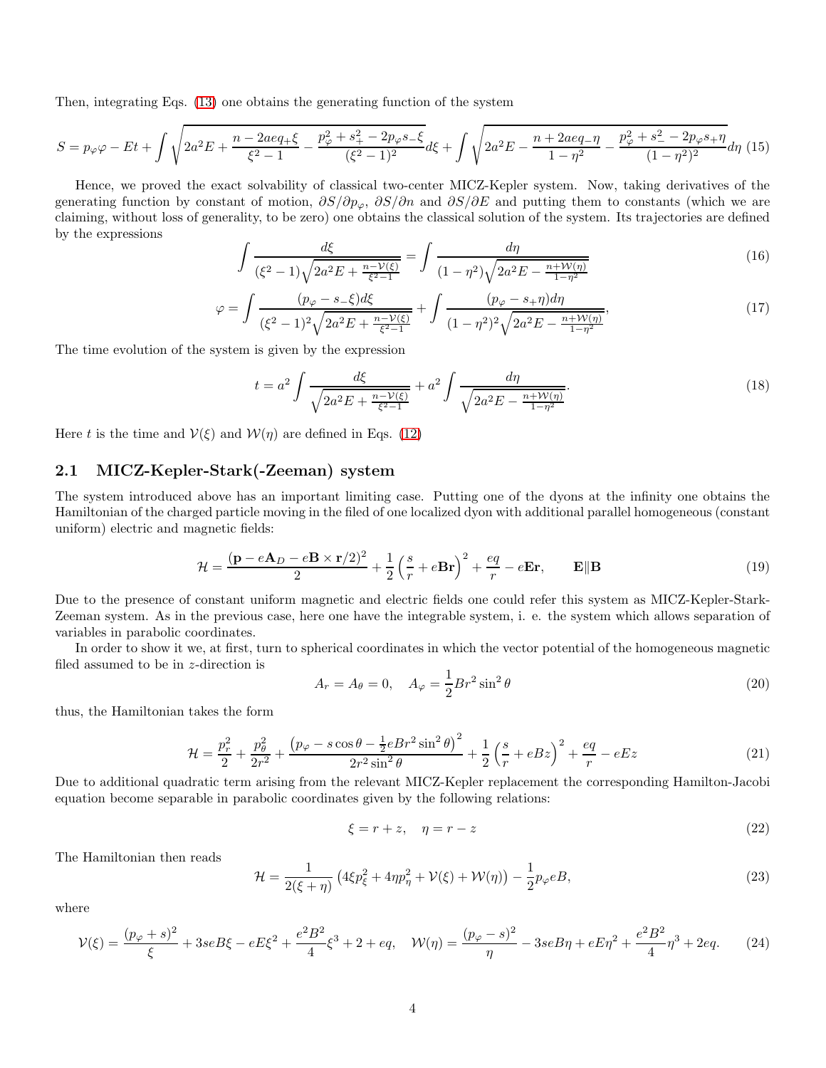Then, integrating Eqs. (13) one obtains the generating function of the system

$$S = p_\varphi \varphi - Et + \int \sqrt{2a^2E + \frac{n - 2aeq_+\xi}{\xi^2-1} - \frac{p_\varphi^2 + s_+^2 - 2p_\varphi s_-\xi}{(\xi^2-1)^2}}d\xi + \int \sqrt{2a^2E - \frac{n + 2aeq_-\eta}{1-\eta^2} - \frac{p_\varphi^2 + s_-^2 - 2p_\varphi s_+\eta}{(1-\eta^2)^2}}d\eta \quad (15)$$

Hence, we proved the exact solvability of classical two-center MICZ-Kepler system. Now, taking derivatives of the generating function by constant of motion, $\partial S/\partial p_\varphi$, $\partial S/\partial n$ and $\partial S/\partial E$ and putting them to constants (which we are claiming, without loss of generality, to be zero) one obtains the classical solution of the system. Its trajectories are defined by the expressions

$$\int \frac{d\xi}{(\xi^2-1)\sqrt{2a^2E + \frac{n-\mathcal{V}(\xi)}{\xi^2-1}}} = \int \frac{d\eta}{(1-\eta^2)\sqrt{2a^2E - \frac{n+\mathcal{W}(\eta)}{1-\eta^2}}} \quad (16)$$

$$\varphi = \int \frac{(p_\varphi - s_-\xi)d\xi}{(\xi^2-1)^2\sqrt{2a^2E + \frac{n-\mathcal{V}(\xi)}{\xi^2-1}}} + \int \frac{(p_\varphi - s_+\eta)d\eta}{(1-\eta^2)^2\sqrt{2a^2E - \frac{n+\mathcal{W}(\eta)}{1-\eta^2}}}, \quad (17)$$

The time evolution of the system is given by the expression

$$t = a^2 \int \frac{d\xi}{\sqrt{2a^2E + \frac{n-\mathcal{V}(\xi)}{\xi^2-1}}} + a^2 \int \frac{d\eta}{\sqrt{2a^2E - \frac{n+\mathcal{W}(\eta)}{1-\eta^2}}}. \quad (18)$$

Here $t$ is the time and $\mathcal{V}(\xi)$ and $\mathcal{W}(\eta)$ are defined in Eqs. (12)

## 2.1 MICZ-Kepler-Stark(-Zeeman) system

The system introduced above has an important limiting case. Putting one of the dyons at the infinity one obtains the Hamiltonian of the charged particle moving in the filed of one localized dyon with additional parallel homogeneous (constant uniform) electric and magnetic fields:

$$\mathcal{H} = \frac{(\mathbf{p} - e\mathbf{A}_D - e\mathbf{B}\times\mathbf{r}/2)^2}{2} + \frac{1}{2}\left(\frac{s}{r} + e\mathbf{Br}\right)^2 + \frac{eq}{r} - e\mathbf{Er}, \qquad \mathbf{E}\|\mathbf{B} \quad (19)$$

Due to the presence of constant uniform magnetic and electric fields one could refer this system as MICZ-Kepler-Stark-Zeeman system. As in the previous case, here one have the integrable system, i. e. the system which allows separation of variables in parabolic coordinates.

In order to show it we, at first, turn to spherical coordinates in which the vector potential of the homogeneous magnetic filed assumed to be in $z$-direction is

$$A_r = A_\theta = 0, \quad A_\varphi = \frac{1}{2}Br^2\sin^2\theta \quad (20)$$

thus, the Hamiltonian takes the form

$$\mathcal{H} = \frac{p_r^2}{2} + \frac{p_\theta^2}{2r^2} + \frac{\left(p_\varphi - s\cos\theta - \frac{1}{2}eBr^2\sin^2\theta\right)^2}{2r^2\sin^2\theta} + \frac{1}{2}\left(\frac{s}{r} + eBz\right)^2 + \frac{eq}{r} - eEz \quad (21)$$

Due to additional quadratic term arising from the relevant MICZ-Kepler replacement the corresponding Hamilton-Jacobi equation become separable in parabolic coordinates given by the following relations:

$$\xi = r + z, \quad \eta = r - z \quad (22)$$

The Hamiltonian then reads

$$\mathcal{H} = \frac{1}{2(\xi+\eta)}\left(4\xi p_\xi^2 + 4\eta p_\eta^2 + \mathcal{V}(\xi) + \mathcal{W}(\eta)\right) - \frac{1}{2}p_\varphi eB, \quad (23)$$

where

$$\mathcal{V}(\xi) = \frac{(p_\varphi + s)^2}{\xi} + 3seB\xi - eE\xi^2 + \frac{e^2B^2}{4}\xi^3 + 2 + eq, \quad \mathcal{W}(\eta) = \frac{(p_\varphi - s)^2}{\eta} - 3seB\eta + eE\eta^2 + \frac{e^2B^2}{4}\eta^3 + 2eq. \quad (24)$$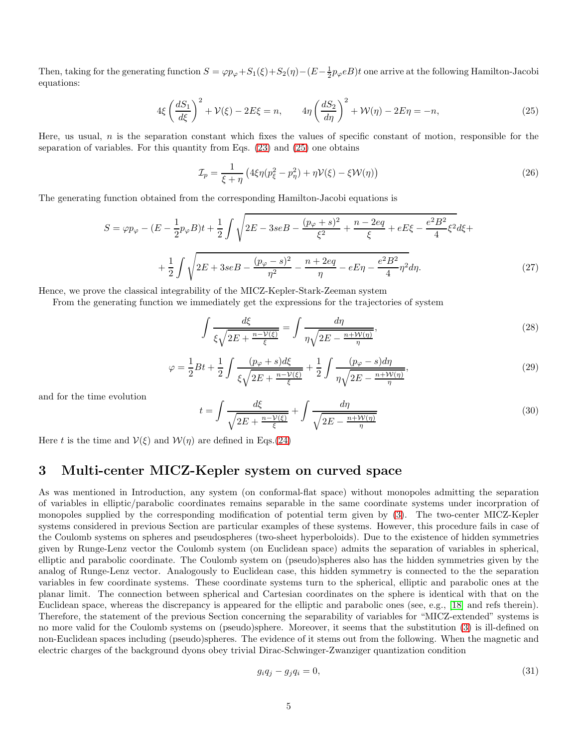Then, taking for the generating function $S = \varphi p_\varphi + S_1(\xi) + S_2(\eta) - (E - \frac{1}{2}p_\varphi eB)t$ one arrive at the following Hamilton-Jacobi equations:

$$
4\xi \left(\frac{dS_1}{d\xi}\right)^2 + \mathcal{V}(\xi) - 2E\xi = n, \qquad 4\eta \left(\frac{dS_2}{d\eta}\right)^2 + \mathcal{W}(\eta) - 2E\eta = -n, \tag{25}
$$

Here, us usual, $n$ is the separation constant which fixes the values of specific constant of motion, responsible for the separation of variables. For this quantity from Eqs. (23) and (25) one obtains

$$
\mathcal{I}_p = \frac{1}{\xi + \eta}\left(4\xi\eta(p_\xi^2 - p_\eta^2) + \eta\mathcal{V}(\xi) - \xi\mathcal{W}(\eta)\right) \tag{26}
$$

The generating function obtained from the corresponding Hamilton-Jacobi equations is

$$
S = \varphi p_\varphi - (E - \frac{1}{2}p_\varphi B)t + \frac{1}{2}\int \sqrt{2E - 3seB - \frac{(p_\varphi + s)^2}{\xi^2} + \frac{n - 2eq}{\xi} + eE\xi - \frac{e^2B^2}{4}\xi^2}d\xi +
$$

$$
+ \frac{1}{2}\int \sqrt{2E + 3seB - \frac{(p_\varphi - s)^2}{\eta^2} - \frac{n + 2eq}{\eta} - eE\eta - \frac{e^2B^2}{4}\eta^2}d\eta. \tag{27}
$$

Hence, we prove the classical integrability of the MICZ-Kepler-Stark-Zeeman system

From the generating function we immediately get the expressions for the trajectories of system

$$
\int \frac{d\xi}{\xi\sqrt{2E + \frac{n - \mathcal{V}(\xi)}{\xi}}} = \int \frac{d\eta}{\eta\sqrt{2E - \frac{n + \mathcal{W}(\eta)}{\eta}}}, \tag{28}
$$

$$
\varphi = \frac{1}{2}Bt + \frac{1}{2}\int \frac{(p_\varphi + s)d\xi}{\xi\sqrt{2E + \frac{n - \mathcal{V}(\xi)}{\xi}}} + \frac{1}{2}\int \frac{(p_\varphi - s)d\eta}{\eta\sqrt{2E - \frac{n + \mathcal{W}(\eta)}{\eta}}}, \tag{29}
$$

and for the time evolution

$$
t = \int \frac{d\xi}{\sqrt{2E + \frac{n - \mathcal{V}(\xi)}{\xi}}} + \int \frac{d\eta}{\sqrt{2E - \frac{n + \mathcal{W}(\eta)}{\eta}}} \tag{30}
$$

Here $t$ is the time and $\mathcal{V}(\xi)$ and $\mathcal{W}(\eta)$ are defined in Eqs.(24)

## 3 Multi-center MICZ-Kepler system on curved space

As was mentioned in Introduction, any system (on conformal-flat space) without monopoles admitting the separation of variables in elliptic/parabolic coordinates remains separable in the same coordinate systems under incorpration of monopoles supplied by the corresponding modification of potential term given by (3). The two-center MICZ-Kepler systems considered in previous Section are particular examples of these systems. However, this procedure fails in case of the Coulomb systems on spheres and pseudospheres (two-sheet hyperboloids). Due to the existence of hidden symmetries given by Runge-Lenz vector the Coulomb system (on Euclidean space) admits the separation of variables in spherical, elliptic and parabolic coordinate. The Coulomb system on (pseudo)spheres also has the hidden symmetries given by the analog of Runge-Lenz vector. Analogously to Euclidean case, this hidden symmetry is connected to the the separation variables in few coordinate systems. These coordinate systems turn to the spherical, elliptic and parabolic ones at the planar limit. The connection between spherical and Cartesian coordinates on the sphere is identical with that on the Euclidean space, whereas the discrepancy is appeared for the elliptic and parabolic ones (see, e.g., [18] and refs therein). Therefore, the statement of the previous Section concerning the separability of variables for "MICZ-extended" systems is no more valid for the Coulomb systems on (pseudo)sphere. Moreover, it seems that the substitution (3) is ill-defined on non-Euclidean spaces including (pseudo)spheres. The evidence of it stems out from the following. When the magnetic and electric charges of the background dyons obey trivial Dirac-Schwinger-Zwanziger quantization condition

$$
g_i q_j - g_j q_i = 0, \tag{31}
$$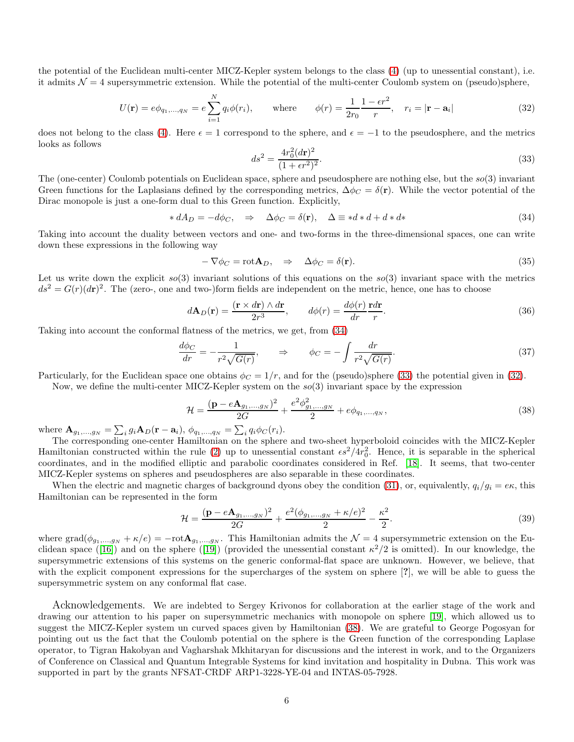the potential of the Euclidean multi-center MICZ-Kepler system belongs to the class (4) (up to unessential constant), i.e. it admits $\mathcal{N}=4$ supersymmetric extension. While the potential of the multi-center Coulomb system on (pseudo)sphere,

$$U(\mathbf{r}) = e\phi_{q_1,\ldots,q_N} = e\sum_{i=1}^{N} q_i\phi(r_i), \qquad \text{where} \qquad \phi(r) = \frac{1}{2r_0}\frac{1-\epsilon r^2}{r}, \quad r_i = |\mathbf{r}-\mathbf{a}_i| \tag{32}$$

does not belong to the class (4). Here $\epsilon = 1$ correspond to the sphere, and $\epsilon = -1$ to the pseudosphere, and the metrics looks as follows

$$ds^2 = \frac{4r_0^2(d\mathbf{r})^2}{(1+\epsilon r^2)^2}. \tag{33}$$

The (one-center) Coulomb potentials on Euclidean space, sphere and pseudosphere are nothing else, but the $so(3)$ invariant Green functions for the Laplasians defined by the corresponding metrics, $\Delta\phi_C = \delta(\mathbf{r})$. While the vector potential of the Dirac monopole is just a one-form dual to this Green function. Explicitly,

$$*\, dA_D = -d\phi_C, \quad \Rightarrow \quad \Delta\phi_C = \delta(\mathbf{r}), \quad \Delta \equiv *d*d + d*d* \tag{34}$$

Taking into account the duality between vectors and one- and two-forms in the three-dimensional spaces, one can write down these expressions in the following way

$$-\nabla\phi_C = \mathrm{rot}\mathbf{A}_D, \quad \Rightarrow \quad \Delta\phi_C = \delta(\mathbf{r}). \tag{35}$$

Let us write down the explicit $so(3)$ invariant solutions of this equations on the $so(3)$ invariant space with the metrics $ds^2 = G(r)(d\mathbf{r})^2$. The (zero-, one and two-)form fields are independent on the metric, hence, one has to choose

$$d\mathbf{A}_D(\mathbf{r}) = \frac{(\mathbf{r}\times d\mathbf{r})\wedge d\mathbf{r}}{2r^3}, \qquad d\phi(r) = \frac{d\phi(r)}{dr}\frac{\mathbf{r}d\mathbf{r}}{r}. \tag{36}$$

Taking into account the conformal flatness of the metrics, we get, from (34)

$$\frac{d\phi_C}{dr} = -\frac{1}{r^2\sqrt{G(r)}}, \qquad \Rightarrow \qquad \phi_C = -\int\frac{dr}{r^2\sqrt{G(r)}}. \tag{37}$$

Particularly, for the Euclidean space one obtains $\phi_C = 1/r$, and for the (pseudo)sphere (33) the potential given in (32).

Now, we define the multi-center MICZ-Kepler system on the $so(3)$ invariant space by the expression

$$\mathcal{H} = \frac{(\mathbf{p}-e\mathbf{A}_{g_1,\ldots,g_N})^2}{2G} + \frac{e^2\phi^2_{g_1,\ldots,g_N}}{2} + e\phi_{q_1,\ldots,q_N}, \tag{38}$$

where $\mathbf{A}_{g_1,\ldots,g_N} = \sum_i g_i\mathbf{A}_D(\mathbf{r}-\mathbf{a}_i)$, $\phi_{q_1,\ldots,q_N} = \sum_i q_i\phi_C(r_i)$.

The corresponding one-center Hamiltonian on the sphere and two-sheet hyperboloid coincides with the MICZ-Kepler Hamiltonian constructed within the rule (2) up to unessential constant $\epsilon s^2/4r_0^2$. Hence, it is separable in the spherical coordinates, and in the modified elliptic and parabolic coordinates considered in Ref. [18]. It seems, that two-center MICZ-Kepler systems on spheres and pseudospheres are also separable in these coordinates.

When the electric and magnetic charges of background dyons obey the condition (31), or, equivalently, $q_i/g_i = e\kappa$, this Hamiltonian can be represented in the form

$$\mathcal{H} = \frac{(\mathbf{p}-e\mathbf{A}_{g_1,\ldots,g_N})^2}{2G} + \frac{e^2(\phi_{g_1,\ldots,g_N}+\kappa/e)^2}{2} - \frac{\kappa^2}{2}. \tag{39}$$

where $\mathrm{grad}(\phi_{g_1,\ldots,g_N}+\kappa/e) = -\mathrm{rot}\mathbf{A}_{g_1,\ldots,g_N}$. This Hamiltonian admits the $\mathcal{N}=4$ supersymmetric extension on the Euclidean space ([16]) and on the sphere ([19]) (provided the unessential constant $\kappa^2/2$ is omitted). In our knowledge, the supersymmetric extensions of this systems on the generic conformal-flat space are unknown. However, we believe, that with the explicit component expressions for the supercharges of the system on sphere [?], we will be able to guess the supersymmetric system on any conformal flat case.

**Acknowledgements.** We are indebted to Sergey Krivonos for collaboration at the earlier stage of the work and drawing our attention to his paper on supersymmetric mechanics with monopole on sphere [19], which allowed us to suggest the MICZ-Kepler system un curved spaces given by Hamiltonian (38). We are grateful to George Pogosyan for pointing out us the fact that the Coulomb potential on the sphere is the Green function of the corresponding Laplase operator, to Tigran Hakobyan and Vagharshak Mkhitaryan for discussions and the interest in work, and to the Organizers of Conference on Classical and Quantum Integrable Systems for kind invitation and hospitality in Dubna. This work was supported in part by the grants NFSAT-CRDF ARP1-3228-YE-04 and INTAS-05-7928.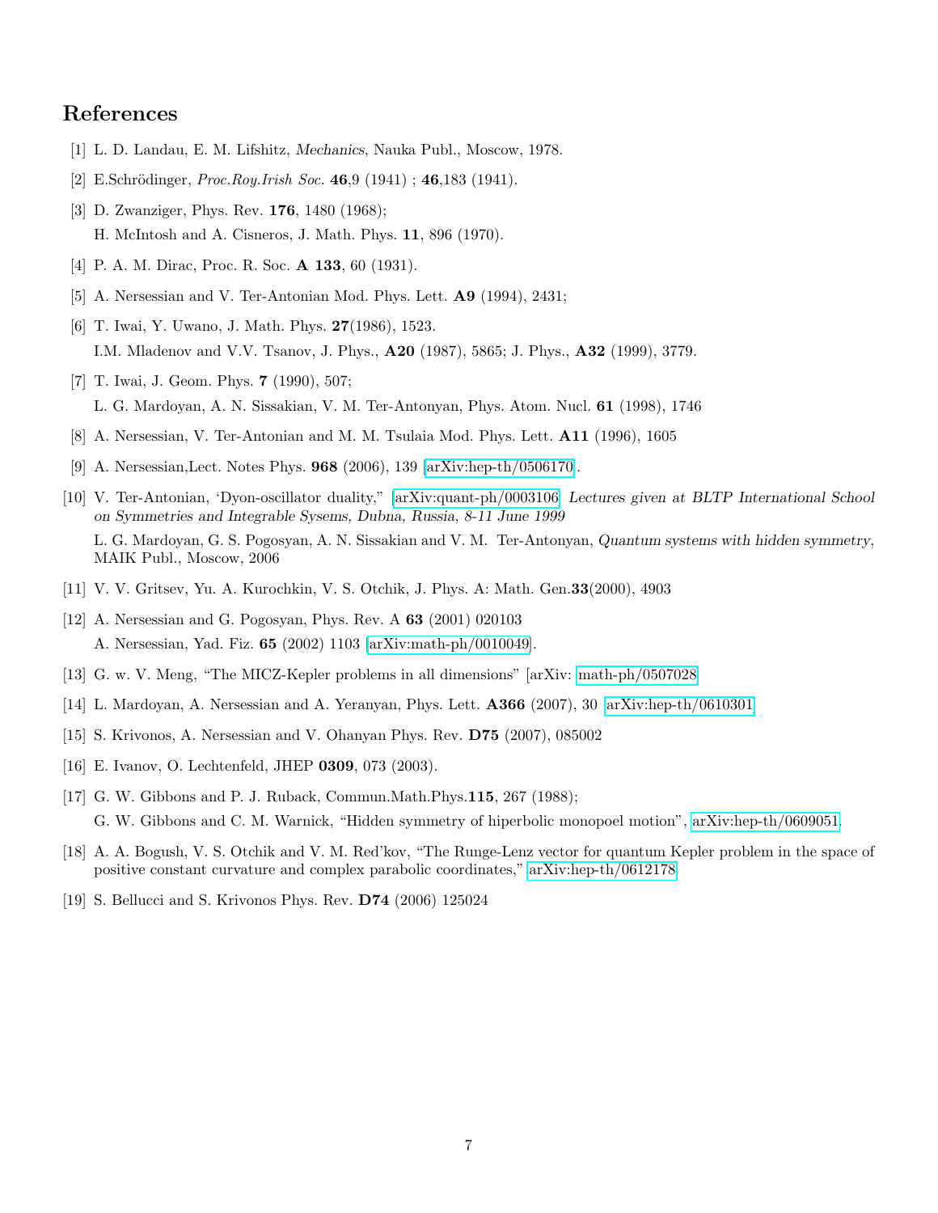## References

[1] L. D. Landau, E. M. Lifshitz, *Mechanics*, Nauka Publ., Moscow, 1978.

[2] E.Schrödinger, *Proc.Roy.Irish Soc.* **46**,9 (1941) ; **46**,183 (1941).

[3] D. Zwanziger, Phys. Rev. **176**, 1480 (1968);
H. McIntosh and A. Cisneros, J. Math. Phys. **11**, 896 (1970).

[4] P. A. M. Dirac, Proc. R. Soc. **A 133**, 60 (1931).

[5] A. Nersessian and V. Ter-Antonian Mod. Phys. Lett. **A9** (1994), 2431;

[6] T. Iwai, Y. Uwano, J. Math. Phys. **27**(1986), 1523.
I.M. Mladenov and V.V. Tsanov, J. Phys., **A20** (1987), 5865; J. Phys., **A32** (1999), 3779.

[7] T. Iwai, J. Geom. Phys. **7** (1990), 507;
L. G. Mardoyan, A. N. Sissakian, V. M. Ter-Antonyan, Phys. Atom. Nucl. **61** (1998), 1746

[8] A. Nersessian, V. Ter-Antonian and M. M. Tsulaia Mod. Phys. Lett. **A11** (1996), 1605

[9] A. Nersessian,Lect. Notes Phys. **968** (2006), 139 [arXiv:hep-th/0506170].

[10] V. Ter-Antonian, 'Dyon-oscillator duality," [arXiv:quant-ph/0003106] *Lectures given at BLTP International School on Symmetries and Integrable Sysems, Dubna, Russia, 8-11 June 1999*
L. G. Mardoyan, G. S. Pogosyan, A. N. Sissakian and V. M. Ter-Antonyan, *Quantum systems with hidden symmetry*, MAIK Publ., Moscow, 2006

[11] V. V. Gritsev, Yu. A. Kurochkin, V. S. Otchik, J. Phys. A: Math. Gen.**33**(2000), 4903

[12] A. Nersessian and G. Pogosyan, Phys. Rev. A **63** (2001) 020103
A. Nersessian, Yad. Fiz. **65** (2002) 1103 [arXiv:math-ph/0010049].

[13] G. w. V. Meng, "The MICZ-Kepler problems in all dimensions" [arXiv: math-ph/0507028]

[14] L. Mardoyan, A. Nersessian and A. Yeranyan, Phys. Lett. **A366** (2007), 30 [arXiv:hep-th/0610301]

[15] S. Krivonos, A. Nersessian and V. Ohanyan Phys. Rev. **D75** (2007), 085002

[16] E. Ivanov, O. Lechtenfeld, JHEP **0309**, 073 (2003).

[17] G. W. Gibbons and P. J. Ruback, Commun.Math.Phys.**115**, 267 (1988);
G. W. Gibbons and C. M. Warnick, "Hidden symmetry of hiperbolic monopoel motion", arXiv:hep-th/0609051.

[18] A. A. Bogush, V. S. Otchik and V. M. Red'kov, "The Runge-Lenz vector for quantum Kepler problem in the space of positive constant curvature and complex parabolic coordinates," arXiv:hep-th/0612178

[19] S. Bellucci and S. Krivonos Phys. Rev. **D74** (2006) 125024